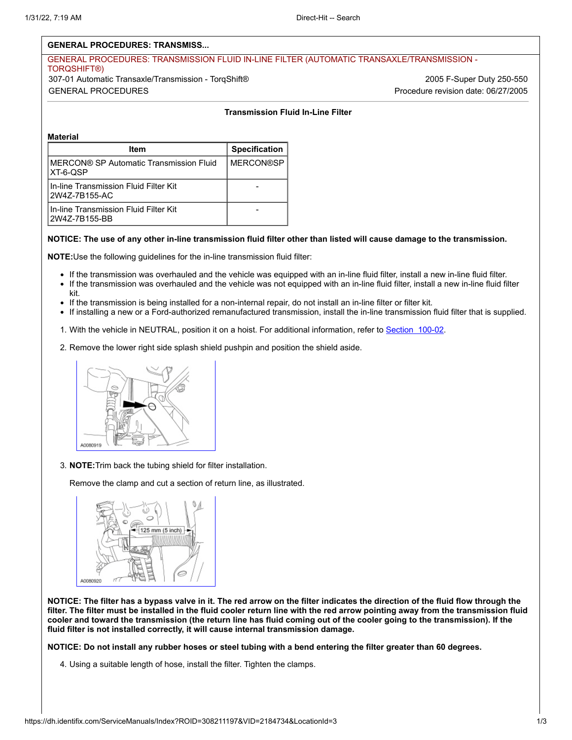## GENERAL PROCEDURES: TRANSMISS...

GENERAL PROCEDURES: TRANSMISSION FLUID IN-LINE FILTER (AUTOMATIC TRANSAXLE/TRANSMISSION - TORQSHIFT®)

307-01 Automatic Transaxle/Transmission - TorqShift® — 2005 F-Super Duty 250-550

GENERAL PROCEDURES — Procedure revision date: 06/27/2005

### Transmission Fluid In-Line Filter

**Material**

| Item | Specification |
| --- | --- |
| MERCON® SP Automatic Transmission Fluid XT-6-QSP | MERCON®SP |
| In-line Transmission Fluid Filter Kit 2W4Z-7B155-AC | - |
| In-line Transmission Fluid Filter Kit 2W4Z-7B155-BB | - |

**NOTICE: The use of any other in-line transmission fluid filter other than listed will cause damage to the transmission.**

**NOTE:**Use the following guidelines for the in-line transmission fluid filter:

- If the transmission was overhauled and the vehicle was equipped with an in-line fluid filter, install a new in-line fluid filter.
- If the transmission was overhauled and the vehicle was not equipped with an in-line fluid filter, install a new in-line fluid filter kit.
- If the transmission is being installed for a non-internal repair, do not install an in-line filter or filter kit.
- If installing a new or a Ford-authorized remanufactured transmission, install the in-line transmission fluid filter that is supplied.

1. With the vehicle in NEUTRAL, position it on a hoist. For additional information, refer to Section 100-02.
2. Remove the lower right side splash shield pushpin and position the shield aside.

   A0080919

3. **NOTE:**Trim back the tubing shield for filter installation.

   Remove the clamp and cut a section of return line, as illustrated.

   125 mm (5 inch)

   A0080920

**NOTICE: The filter has a bypass valve in it. The red arrow on the filter indicates the direction of the fluid flow through the filter. The filter must be installed in the fluid cooler return line with the red arrow pointing away from the transmission fluid cooler and toward the transmission (the return line has fluid coming out of the cooler going to the transmission). If the fluid filter is not installed correctly, it will cause internal transmission damage.**

**NOTICE: Do not install any rubber hoses or steel tubing with a bend entering the filter greater than 60 degrees.**

4. Using a suitable length of hose, install the filter. Tighten the clamps.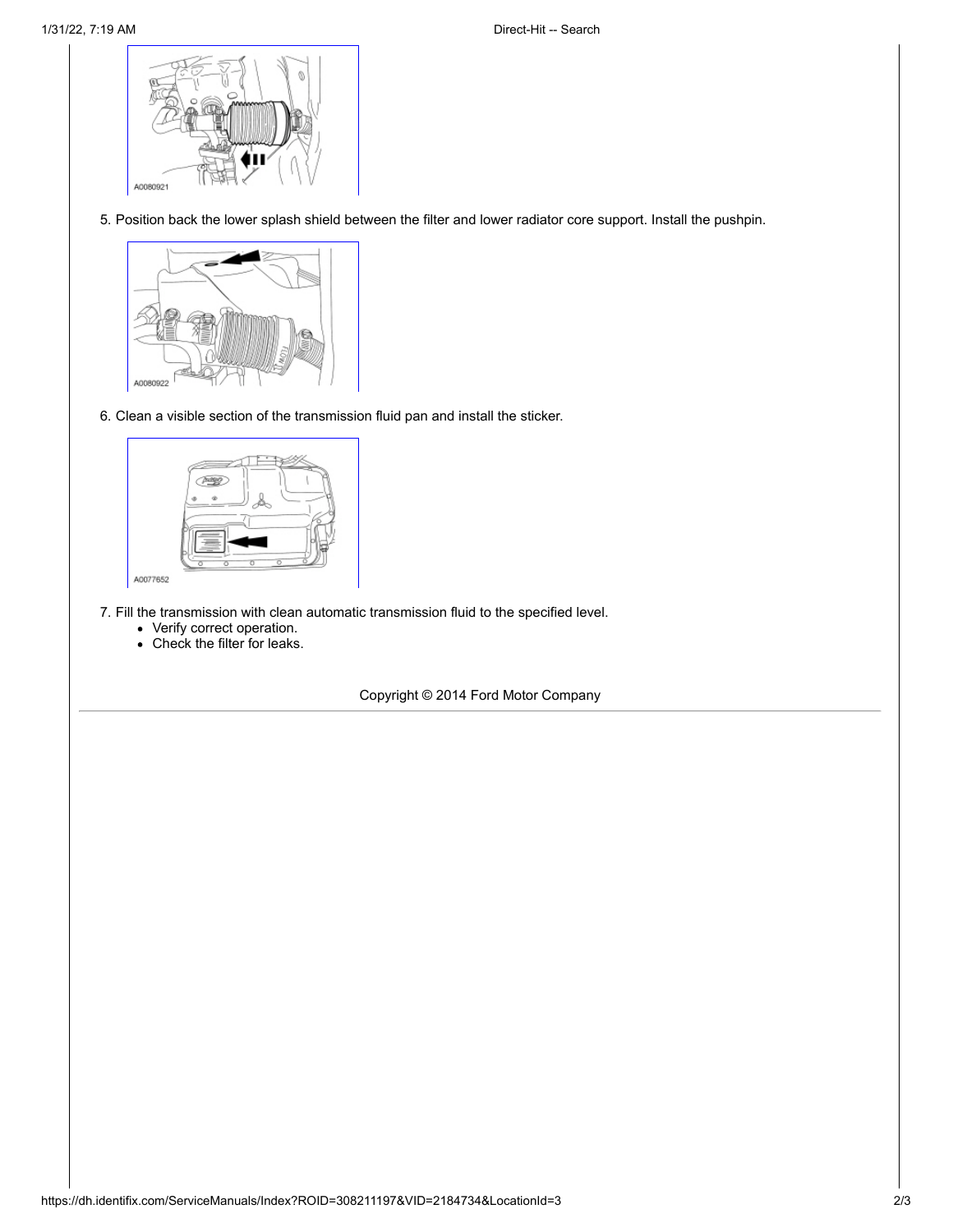A0080921

5. Position back the lower splash shield between the filter and lower radiator core support. Install the pushpin.

A0080922

6. Clean a visible section of the transmission fluid pan and install the sticker.

A0077652

7. Fill the transmission with clean automatic transmission fluid to the specified level.
   - Verify correct operation.
   - Check the filter for leaks.

Copyright © 2014 Ford Motor Company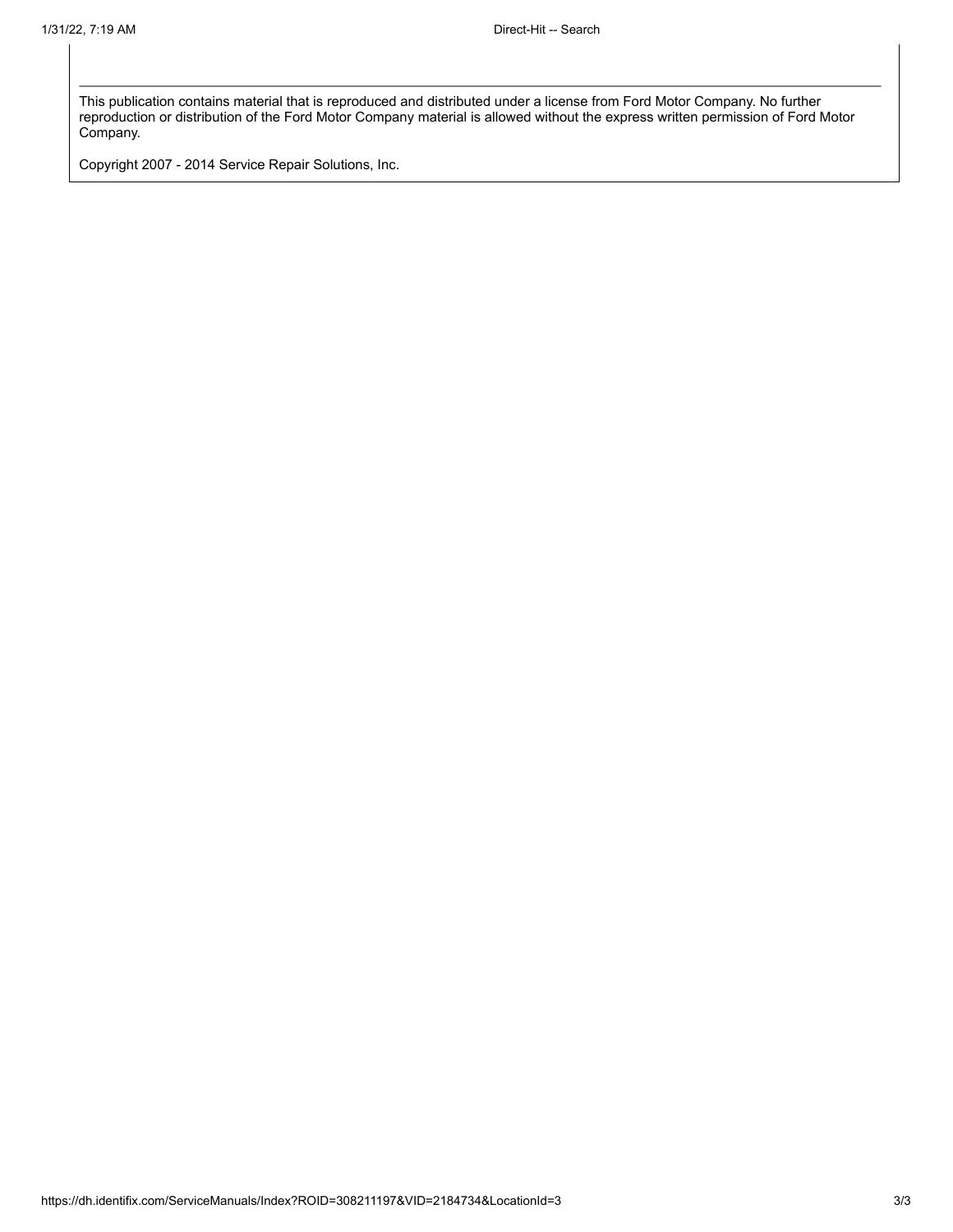---

This publication contains material that is reproduced and distributed under a license from Ford Motor Company. No further reproduction or distribution of the Ford Motor Company material is allowed without the express written permission of Ford Motor Company.

Copyright 2007 - 2014 Service Repair Solutions, Inc.